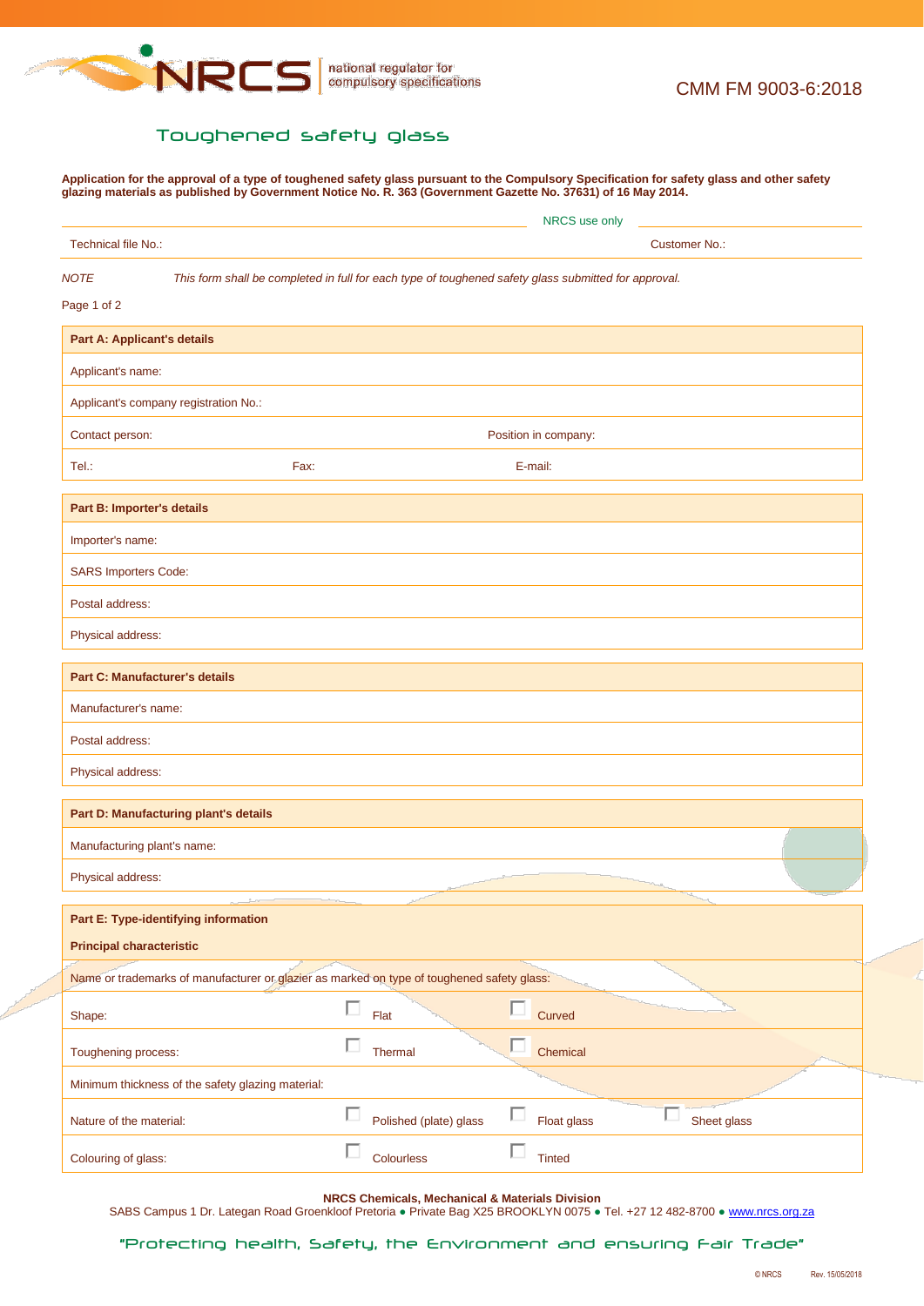CMM FM 9003-6:2018

# Toughened safety glass

**Application for the approval of a type of toughened safety glass pursuant to the Compulsory Specification for safety glass and other safety glazing materials as published by Government Notice No. R. 363 (Government Gazette No. 37631) of 16 May 2014.**

NRCS use only

| Technical file No.: | Customer No.: |
|---|---|

*NOTE* *This form shall be completed in full for each type of toughened safety glass submitted for approval.*

| **Part A: Applicant's details** | | |
|---|---|---|
| Applicant's name: | | |
| Applicant's company registration No.: | | |
| Contact person: | | Position in company: |
| Tel.: | Fax: | E-mail: |

| **Part B: Importer's details** |
|---|
| Importer's name: |
| SARS Importers Code: |
| Postal address: |
| Physical address: |

| **Part C: Manufacturer's details** |
|---|
| Manufacturer's name: |
| Postal address: |
| Physical address: |

| **Part D: Manufacturing plant's details** |
|---|
| Manufacturing plant's name: |
| Physical address: |

| **Part E: Type-identifying information** | | | |
|---|---|---|---|
| **Principal characteristic** | | | |
| Name or trademarks of manufacturer or glazier as marked on type of toughened safety glass: | | | |
| Shape: | ☐ Flat | ☐ Curved | |
| Toughening process: | ☐ Thermal | ☐ Chemical | |
| Minimum thickness of the safety glazing material: | | | |
| Nature of the material: | ☐ Polished (plate) glass | ☐ Float glass | ☐ Sheet glass |
| Colouring of glass: | ☐ Colourless | ☐ Tinted | |

**NRCS Chemicals, Mechanical & Materials Division**
SABS Campus 1 Dr. Lategan Road Groenkloof Pretoria ● Private Bag X25 BROOKLYN 0075 ● Tel. +27 12 482-8700 ● www.nrcs.org.za

"Protecting health, Safety, the Environment and ensuring Fair Trade"

© NRCS Rev. 15/05/2018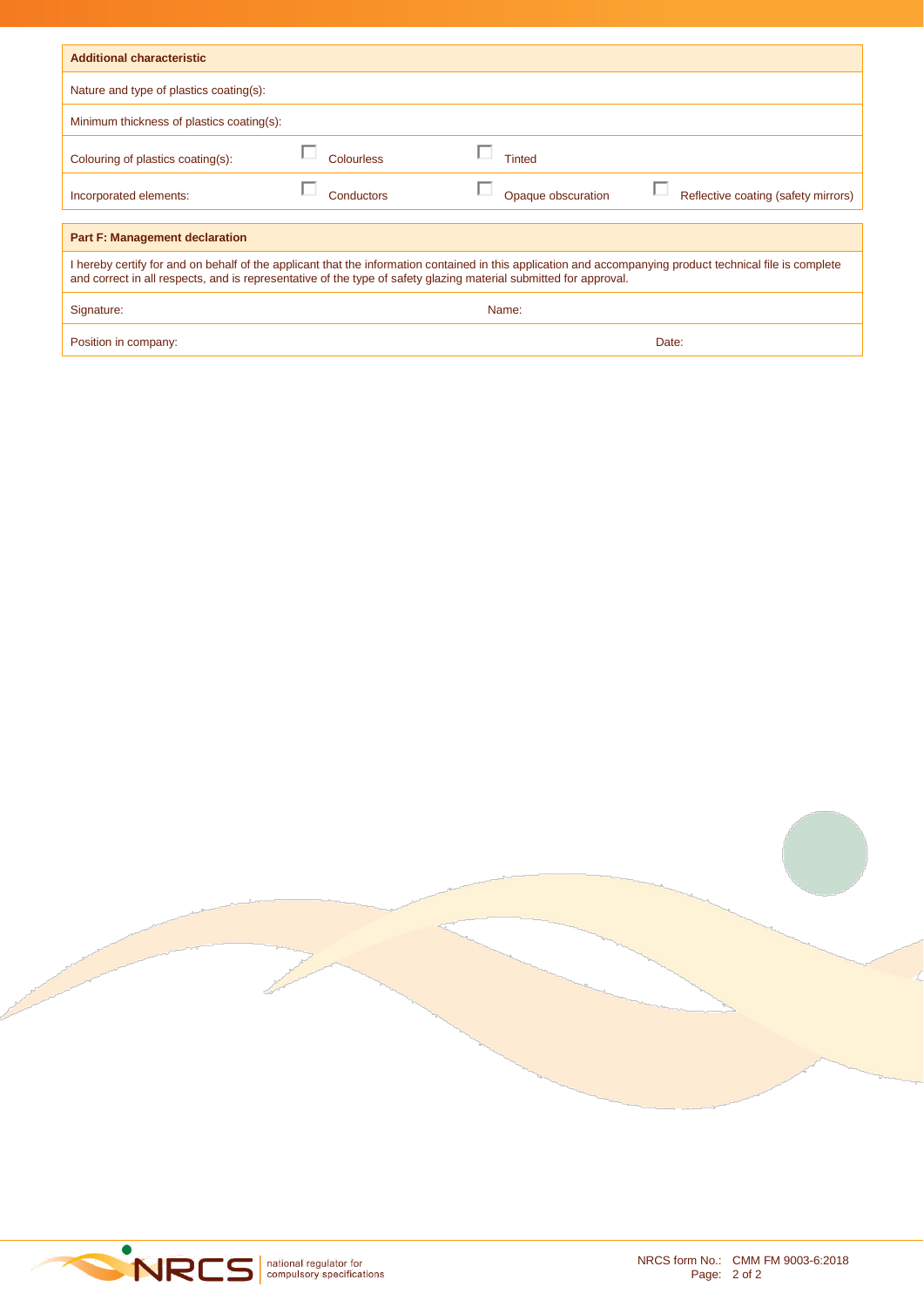| Additional characteristic | | | |
|---|---|---|---|
| Nature and type of plastics coating(s): | | | |
| Minimum thickness of plastics coating(s): | | | |
| Colouring of plastics coating(s): | ☐ Colourless | ☐ Tinted | |
| Incorporated elements: | ☐ Conductors | ☐ Opaque obscuration | ☐ Reflective coating (safety mirrors) |

| Part F: Management declaration | |
|---|---|
| I hereby certify for and on behalf of the applicant that the information contained in this application and accompanying product technical file is complete and correct in all respects, and is representative of the type of safety glazing material submitted for approval. | |
| Signature: | Name: |
| Position in company: | Date: |

NRCS form No.: CMM FM 9003-6:2018